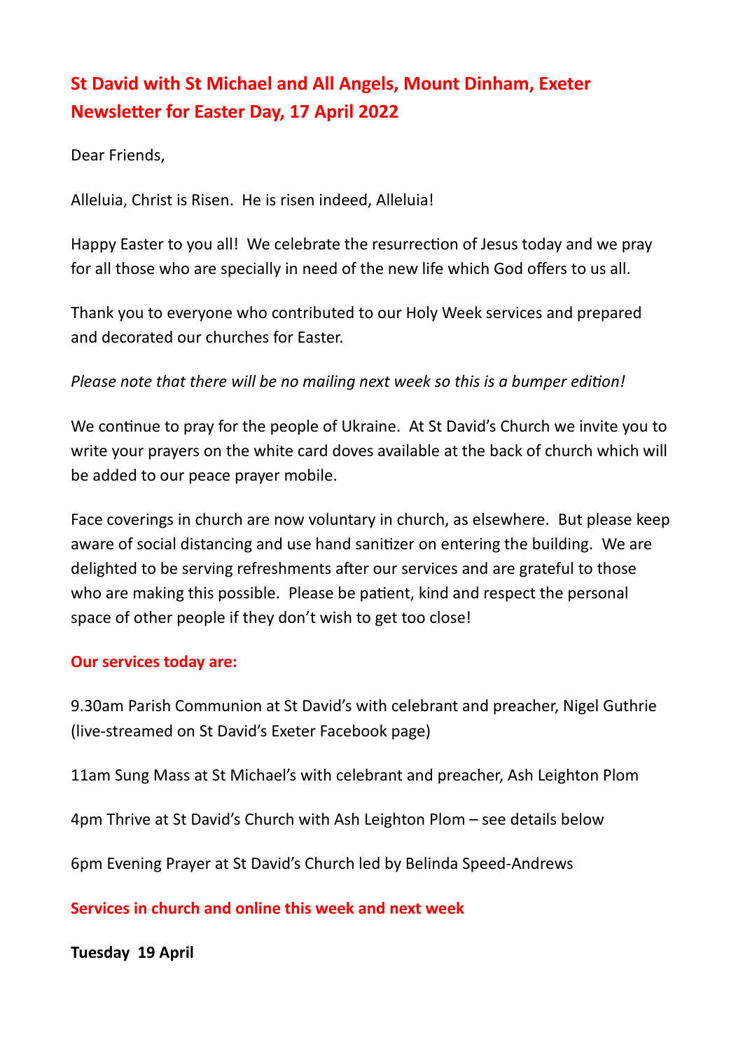# St David with St Michael and All Angels, Mount Dinham, Exeter
# Newsletter for Easter Day, 17 April 2022

Dear Friends,

Alleluia, Christ is Risen. He is risen indeed, Alleluia!

Happy Easter to you all! We celebrate the resurrection of Jesus today and we pray for all those who are specially in need of the new life which God offers to us all.

Thank you to everyone who contributed to our Holy Week services and prepared and decorated our churches for Easter.

*Please note that there will be no mailing next week so this is a bumper edition!*

We continue to pray for the people of Ukraine. At St David's Church we invite you to write your prayers on the white card doves available at the back of church which will be added to our peace prayer mobile.

Face coverings in church are now voluntary in church, as elsewhere. But please keep aware of social distancing and use hand sanitizer on entering the building. We are delighted to be serving refreshments after our services and are grateful to those who are making this possible. Please be patient, kind and respect the personal space of other people if they don't wish to get too close!

## Our services today are:

9.30am Parish Communion at St David's with celebrant and preacher, Nigel Guthrie (live-streamed on St David's Exeter Facebook page)

11am Sung Mass at St Michael's with celebrant and preacher, Ash Leighton Plom

4pm Thrive at St David's Church with Ash Leighton Plom – see details below

6pm Evening Prayer at St David's Church led by Belinda Speed-Andrews

## Services in church and online this week and next week

**Tuesday 19 April**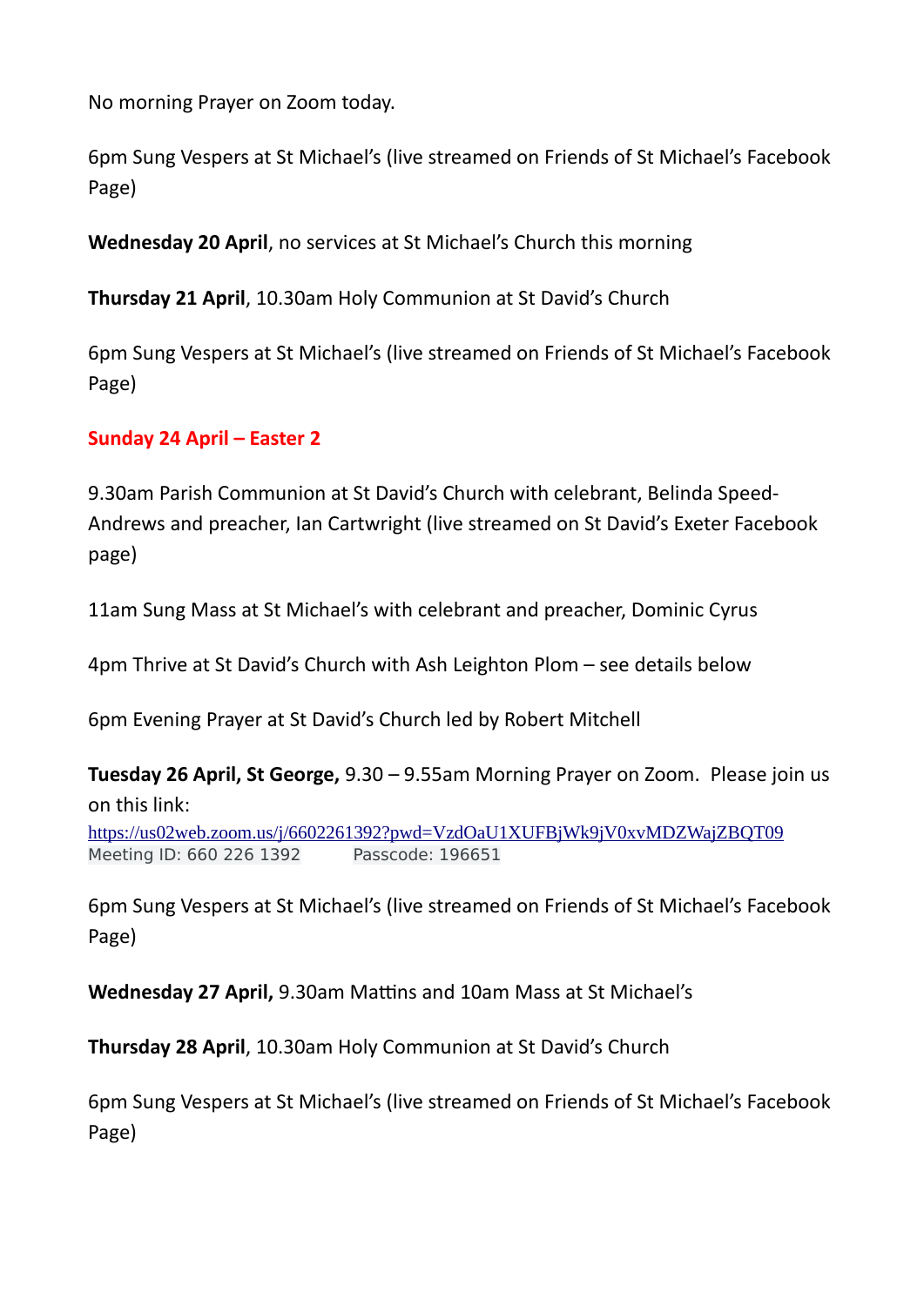No morning Prayer on Zoom today.

6pm Sung Vespers at St Michael's (live streamed on Friends of St Michael's Facebook Page)

**Wednesday 20 April**, no services at St Michael's Church this morning

**Thursday 21 April**, 10.30am Holy Communion at St David's Church

6pm Sung Vespers at St Michael's (live streamed on Friends of St Michael's Facebook Page)

**Sunday 24 April – Easter 2**

9.30am Parish Communion at St David's Church with celebrant, Belinda Speed-Andrews and preacher, Ian Cartwright (live streamed on St David's Exeter Facebook page)

11am Sung Mass at St Michael's with celebrant and preacher, Dominic Cyrus

4pm Thrive at St David's Church with Ash Leighton Plom – see details below

6pm Evening Prayer at St David's Church led by Robert Mitchell

**Tuesday 26 April, St George,** 9.30 – 9.55am Morning Prayer on Zoom. Please join us on this link:
https://us02web.zoom.us/j/6602261392?pwd=VzdOaU1XUFBjWk9jV0xvMDZWajZBQT09
Meeting ID: 660 226 1392 Passcode: 196651

6pm Sung Vespers at St Michael's (live streamed on Friends of St Michael's Facebook Page)

**Wednesday 27 April,** 9.30am Mattins and 10am Mass at St Michael's

**Thursday 28 April**, 10.30am Holy Communion at St David's Church

6pm Sung Vespers at St Michael's (live streamed on Friends of St Michael's Facebook Page)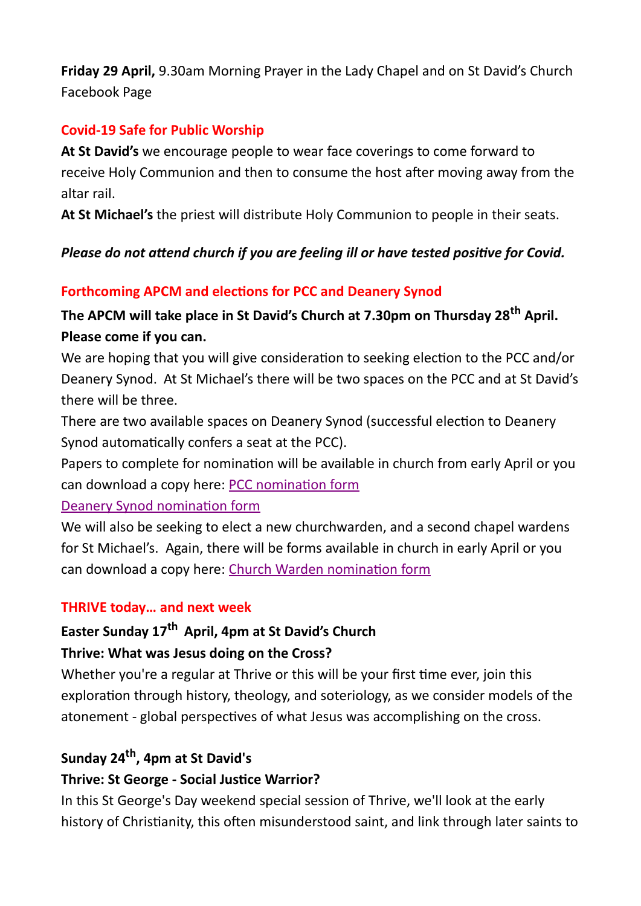**Friday 29 April,** 9.30am Morning Prayer in the Lady Chapel and on St David's Church Facebook Page

## Covid-19 Safe for Public Worship

**At St David's** we encourage people to wear face coverings to come forward to receive Holy Communion and then to consume the host after moving away from the altar rail.

**At St Michael's** the priest will distribute Holy Communion to people in their seats.

***Please do not attend church if you are feeling ill or have tested positive for Covid.***

## Forthcoming APCM and elections for PCC and Deanery Synod

**The APCM will take place in St David's Church at 7.30pm on Thursday 28th April. Please come if you can.**

We are hoping that you will give consideration to seeking election to the PCC and/or Deanery Synod. At St Michael's there will be two spaces on the PCC and at St David's there will be three.

There are two available spaces on Deanery Synod (successful election to Deanery Synod automatically confers a seat at the PCC).

Papers to complete for nomination will be available in church from early April or you can download a copy here: PCC nomination form

Deanery Synod nomination form

We will also be seeking to elect a new churchwarden, and a second chapel wardens for St Michael's. Again, there will be forms available in church in early April or you can download a copy here: Church Warden nomination form

## THRIVE today… and next week

**Easter Sunday 17th April, 4pm at St David's Church**

**Thrive: What was Jesus doing on the Cross?**

Whether you're a regular at Thrive or this will be your first time ever, join this exploration through history, theology, and soteriology, as we consider models of the atonement - global perspectives of what Jesus was accomplishing on the cross.

**Sunday 24th, 4pm at St David's**

**Thrive: St George - Social Justice Warrior?**

In this St George's Day weekend special session of Thrive, we'll look at the early history of Christianity, this often misunderstood saint, and link through later saints to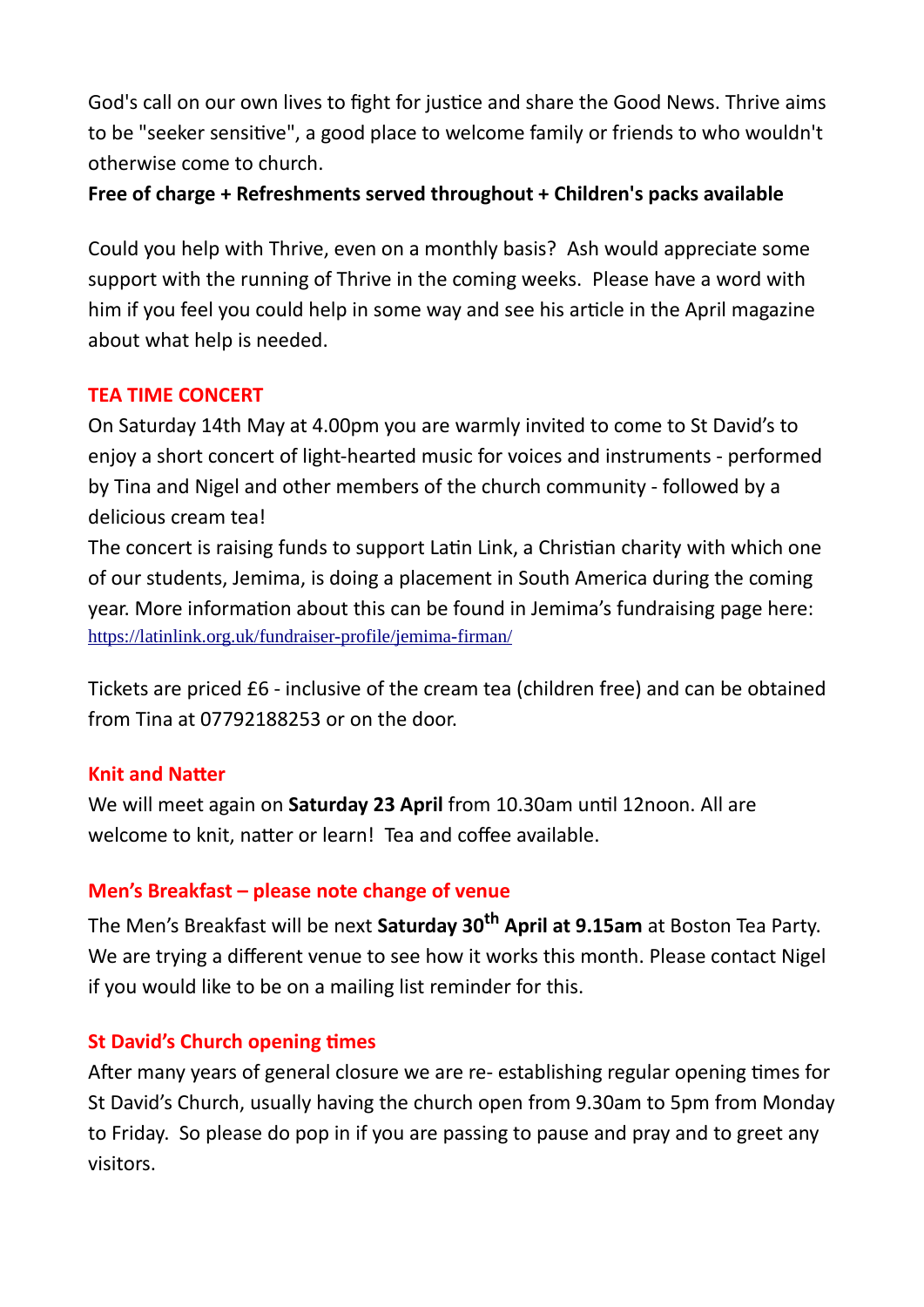God's call on our own lives to fight for justice and share the Good News. Thrive aims to be "seeker sensitive", a good place to welcome family or friends to who wouldn't otherwise come to church.

**Free of charge + Refreshments served throughout + Children's packs available**

Could you help with Thrive, even on a monthly basis? Ash would appreciate some support with the running of Thrive in the coming weeks. Please have a word with him if you feel you could help in some way and see his article in the April magazine about what help is needed.

## TEA TIME CONCERT

On Saturday 14th May at 4.00pm you are warmly invited to come to St David's to enjoy a short concert of light-hearted music for voices and instruments - performed by Tina and Nigel and other members of the church community - followed by a delicious cream tea!

The concert is raising funds to support Latin Link, a Christian charity with which one of our students, Jemima, is doing a placement in South America during the coming year. More information about this can be found in Jemima's fundraising page here: https://latinlink.org.uk/fundraiser-profile/jemima-firman/

Tickets are priced £6 - inclusive of the cream tea (children free) and can be obtained from Tina at 07792188253 or on the door.

## Knit and Natter

We will meet again on **Saturday 23 April** from 10.30am until 12noon. All are welcome to knit, natter or learn! Tea and coffee available.

## Men's Breakfast – please note change of venue

The Men's Breakfast will be next **Saturday 30th April at 9.15am** at Boston Tea Party. We are trying a different venue to see how it works this month. Please contact Nigel if you would like to be on a mailing list reminder for this.

## St David's Church opening times

After many years of general closure we are re- establishing regular opening times for St David's Church, usually having the church open from 9.30am to 5pm from Monday to Friday. So please do pop in if you are passing to pause and pray and to greet any visitors.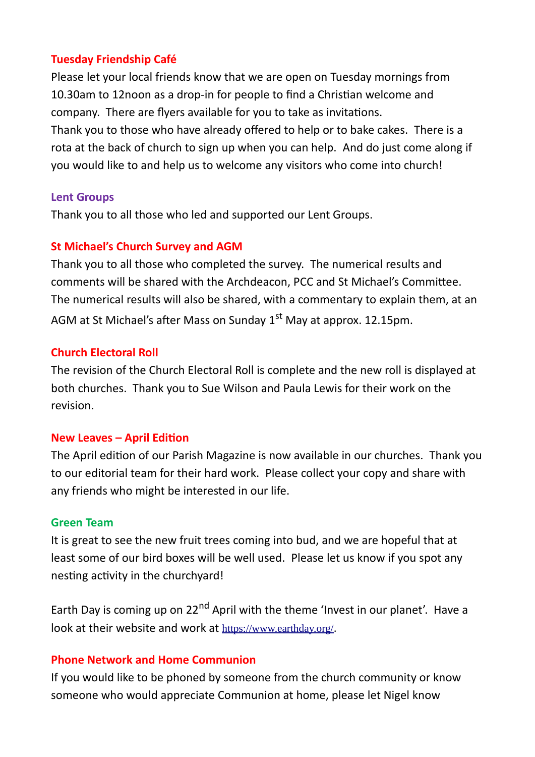### Tuesday Friendship Café

Please let your local friends know that we are open on Tuesday mornings from 10.30am to 12noon as a drop-in for people to find a Christian welcome and company. There are flyers available for you to take as invitations.
Thank you to those who have already offered to help or to bake cakes. There is a rota at the back of church to sign up when you can help. And do just come along if you would like to and help us to welcome any visitors who come into church!

### Lent Groups

Thank you to all those who led and supported our Lent Groups.

### St Michael's Church Survey and AGM

Thank you to all those who completed the survey. The numerical results and comments will be shared with the Archdeacon, PCC and St Michael's Committee. The numerical results will also be shared, with a commentary to explain them, at an AGM at St Michael's after Mass on Sunday 1st May at approx. 12.15pm.

### Church Electoral Roll

The revision of the Church Electoral Roll is complete and the new roll is displayed at both churches. Thank you to Sue Wilson and Paula Lewis for their work on the revision.

### New Leaves – April Edition

The April edition of our Parish Magazine is now available in our churches. Thank you to our editorial team for their hard work. Please collect your copy and share with any friends who might be interested in our life.

### Green Team

It is great to see the new fruit trees coming into bud, and we are hopeful that at least some of our bird boxes will be well used. Please let us know if you spot any nesting activity in the churchyard!

Earth Day is coming up on 22nd April with the theme 'Invest in our planet'. Have a look at their website and work at https://www.earthday.org/.

### Phone Network and Home Communion

If you would like to be phoned by someone from the church community or know someone who would appreciate Communion at home, please let Nigel know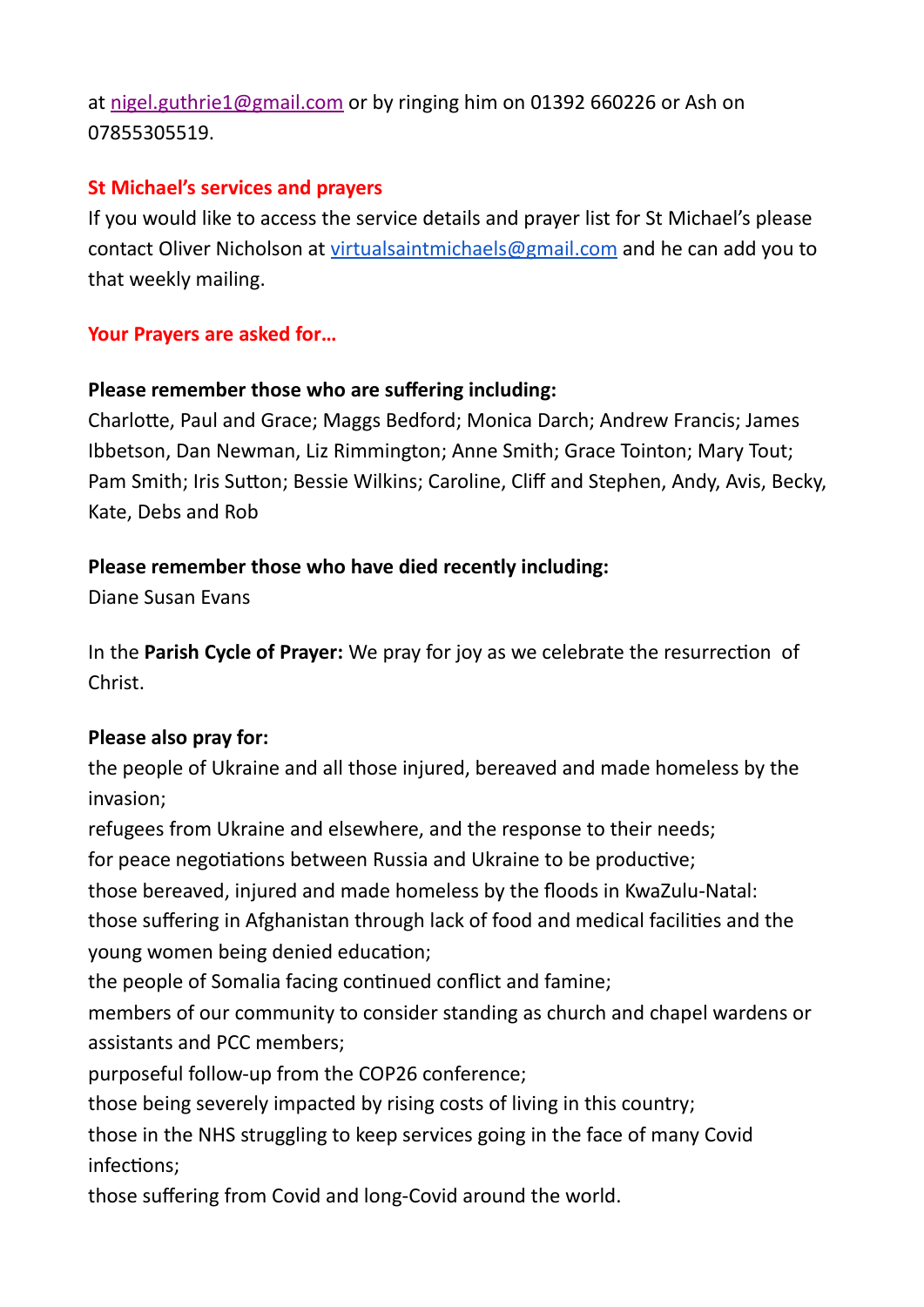at nigel.guthrie1@gmail.com or by ringing him on 01392 660226 or Ash on 07855305519.

## St Michael's services and prayers

If you would like to access the service details and prayer list for St Michael's please contact Oliver Nicholson at virtualsaintmichaels@gmail.com and he can add you to that weekly mailing.

## Your Prayers are asked for…

**Please remember those who are suffering including:**
Charlotte, Paul and Grace; Maggs Bedford; Monica Darch; Andrew Francis; James Ibbetson, Dan Newman, Liz Rimmington; Anne Smith; Grace Tointon; Mary Tout; Pam Smith; Iris Sutton; Bessie Wilkins; Caroline, Cliff and Stephen, Andy, Avis, Becky, Kate, Debs and Rob

**Please remember those who have died recently including:**
Diane Susan Evans

In the **Parish Cycle of Prayer:** We pray for joy as we celebrate the resurrection of Christ.

**Please also pray for:**
the people of Ukraine and all those injured, bereaved and made homeless by the invasion;
refugees from Ukraine and elsewhere, and the response to their needs;
for peace negotiations between Russia and Ukraine to be productive;
those bereaved, injured and made homeless by the floods in KwaZulu-Natal:
those suffering in Afghanistan through lack of food and medical facilities and the young women being denied education;
the people of Somalia facing continued conflict and famine;
members of our community to consider standing as church and chapel wardens or assistants and PCC members;
purposeful follow-up from the COP26 conference;
those being severely impacted by rising costs of living in this country;
those in the NHS struggling to keep services going in the face of many Covid infections;
those suffering from Covid and long-Covid around the world.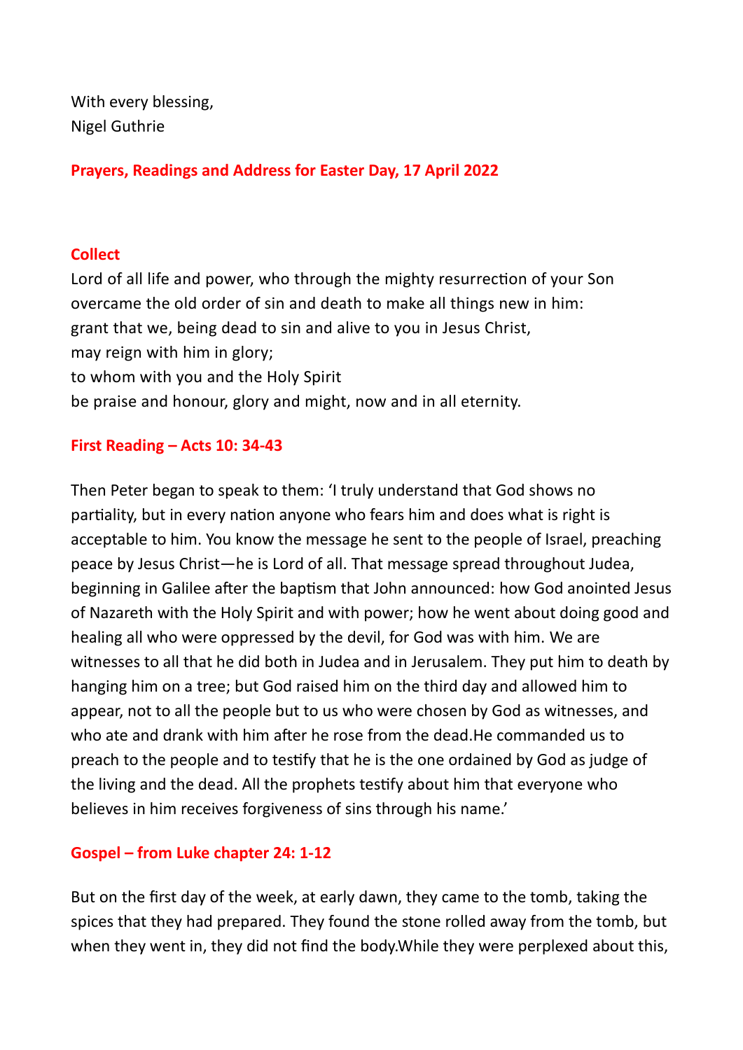With every blessing,
Nigel Guthrie

**Prayers, Readings and Address for Easter Day, 17 April 2022**

**Collect**

Lord of all life and power, who through the mighty resurrection of your Son
overcame the old order of sin and death to make all things new in him:
grant that we, being dead to sin and alive to you in Jesus Christ,
may reign with him in glory;
to whom with you and the Holy Spirit
be praise and honour, glory and might, now and in all eternity.

**First Reading – Acts 10: 34-43**

Then Peter began to speak to them: 'I truly understand that God shows no partiality, but in every nation anyone who fears him and does what is right is acceptable to him. You know the message he sent to the people of Israel, preaching peace by Jesus Christ—he is Lord of all. That message spread throughout Judea, beginning in Galilee after the baptism that John announced: how God anointed Jesus of Nazareth with the Holy Spirit and with power; how he went about doing good and healing all who were oppressed by the devil, for God was with him. We are witnesses to all that he did both in Judea and in Jerusalem. They put him to death by hanging him on a tree; but God raised him on the third day and allowed him to appear, not to all the people but to us who were chosen by God as witnesses, and who ate and drank with him after he rose from the dead.He commanded us to preach to the people and to testify that he is the one ordained by God as judge of the living and the dead. All the prophets testify about him that everyone who believes in him receives forgiveness of sins through his name.'

**Gospel – from Luke chapter 24: 1-12**

But on the first day of the week, at early dawn, they came to the tomb, taking the spices that they had prepared. They found the stone rolled away from the tomb, but when they went in, they did not find the body.While they were perplexed about this,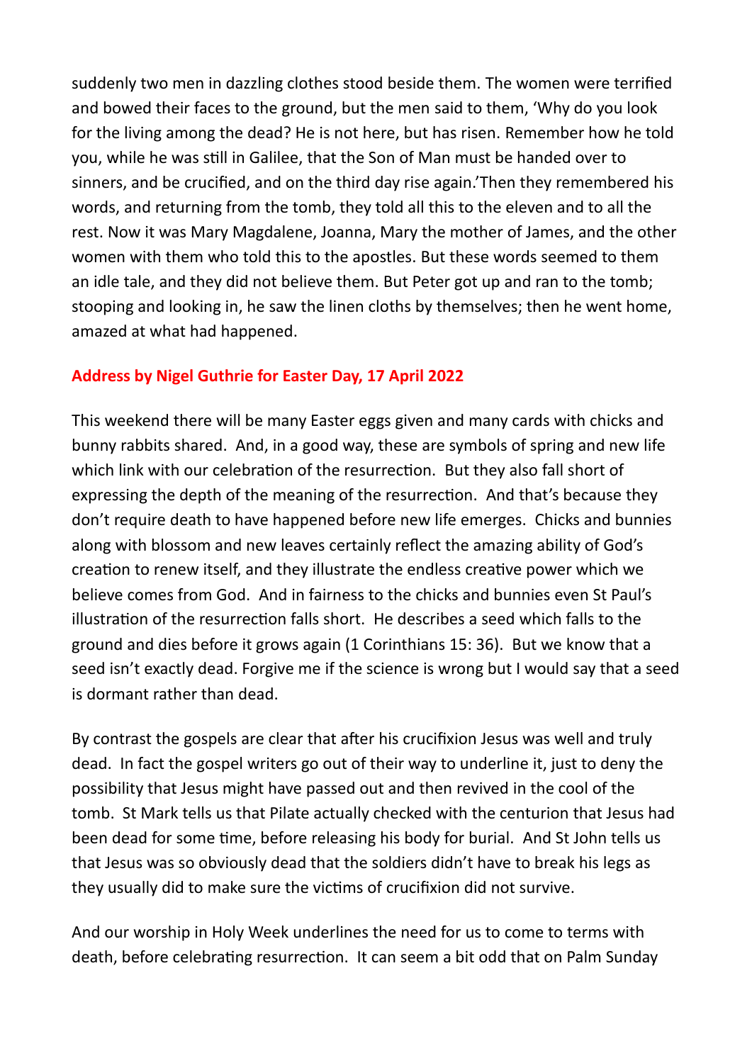suddenly two men in dazzling clothes stood beside them. The women were terrified and bowed their faces to the ground, but the men said to them, 'Why do you look for the living among the dead? He is not here, but has risen. Remember how he told you, while he was still in Galilee, that the Son of Man must be handed over to sinners, and be crucified, and on the third day rise again.'Then they remembered his words, and returning from the tomb, they told all this to the eleven and to all the rest. Now it was Mary Magdalene, Joanna, Mary the mother of James, and the other women with them who told this to the apostles. But these words seemed to them an idle tale, and they did not believe them. But Peter got up and ran to the tomb; stooping and looking in, he saw the linen cloths by themselves; then he went home, amazed at what had happened.

## Address by Nigel Guthrie for Easter Day, 17 April 2022

This weekend there will be many Easter eggs given and many cards with chicks and bunny rabbits shared. And, in a good way, these are symbols of spring and new life which link with our celebration of the resurrection. But they also fall short of expressing the depth of the meaning of the resurrection. And that's because they don't require death to have happened before new life emerges. Chicks and bunnies along with blossom and new leaves certainly reflect the amazing ability of God's creation to renew itself, and they illustrate the endless creative power which we believe comes from God. And in fairness to the chicks and bunnies even St Paul's illustration of the resurrection falls short. He describes a seed which falls to the ground and dies before it grows again (1 Corinthians 15: 36). But we know that a seed isn't exactly dead. Forgive me if the science is wrong but I would say that a seed is dormant rather than dead.

By contrast the gospels are clear that after his crucifixion Jesus was well and truly dead. In fact the gospel writers go out of their way to underline it, just to deny the possibility that Jesus might have passed out and then revived in the cool of the tomb. St Mark tells us that Pilate actually checked with the centurion that Jesus had been dead for some time, before releasing his body for burial. And St John tells us that Jesus was so obviously dead that the soldiers didn't have to break his legs as they usually did to make sure the victims of crucifixion did not survive.

And our worship in Holy Week underlines the need for us to come to terms with death, before celebrating resurrection. It can seem a bit odd that on Palm Sunday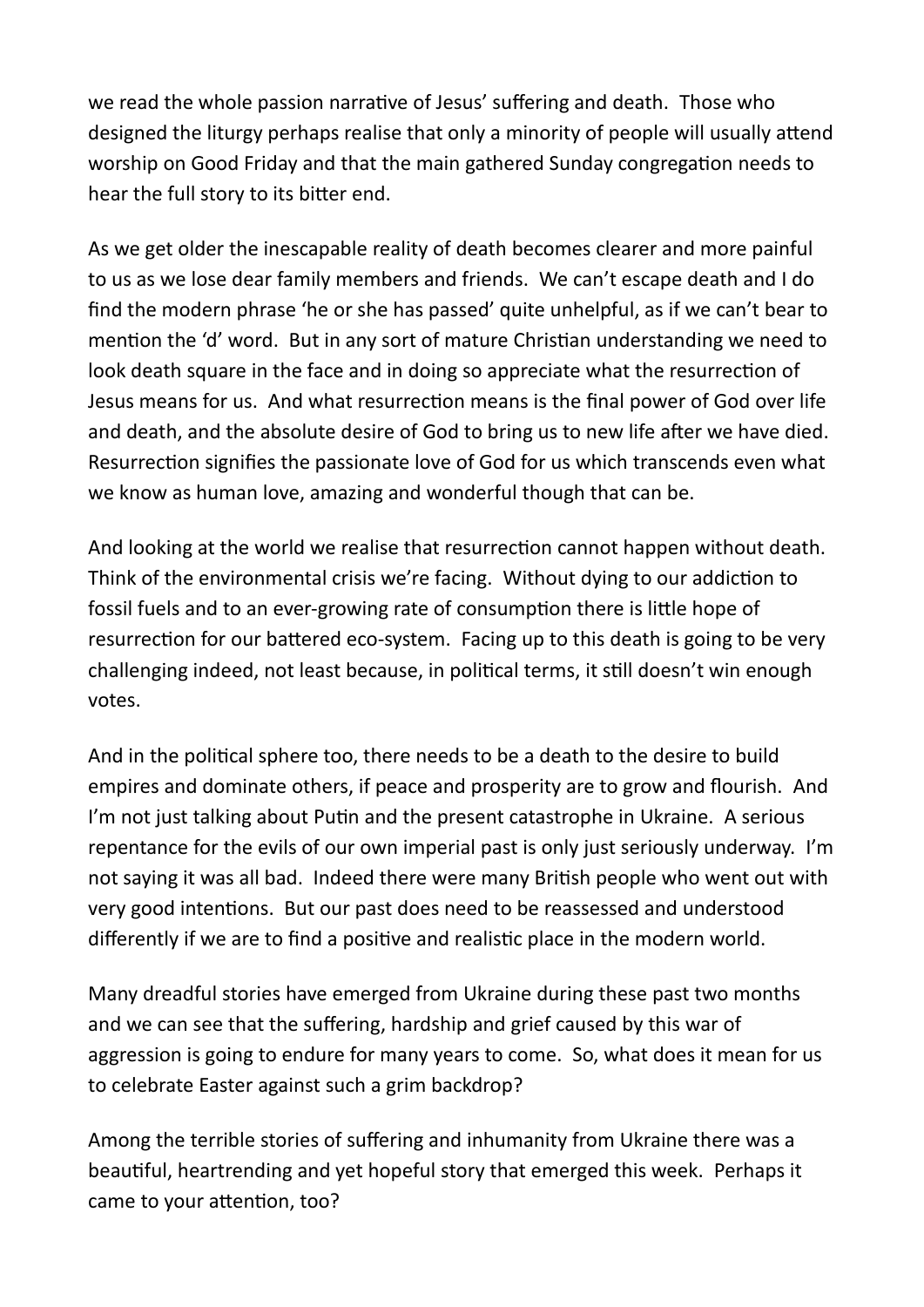we read the whole passion narrative of Jesus' suffering and death. Those who designed the liturgy perhaps realise that only a minority of people will usually attend worship on Good Friday and that the main gathered Sunday congregation needs to hear the full story to its bitter end.

As we get older the inescapable reality of death becomes clearer and more painful to us as we lose dear family members and friends. We can't escape death and I do find the modern phrase 'he or she has passed' quite unhelpful, as if we can't bear to mention the 'd' word. But in any sort of mature Christian understanding we need to look death square in the face and in doing so appreciate what the resurrection of Jesus means for us. And what resurrection means is the final power of God over life and death, and the absolute desire of God to bring us to new life after we have died. Resurrection signifies the passionate love of God for us which transcends even what we know as human love, amazing and wonderful though that can be.

And looking at the world we realise that resurrection cannot happen without death. Think of the environmental crisis we're facing. Without dying to our addiction to fossil fuels and to an ever-growing rate of consumption there is little hope of resurrection for our battered eco-system. Facing up to this death is going to be very challenging indeed, not least because, in political terms, it still doesn't win enough votes.

And in the political sphere too, there needs to be a death to the desire to build empires and dominate others, if peace and prosperity are to grow and flourish. And I'm not just talking about Putin and the present catastrophe in Ukraine. A serious repentance for the evils of our own imperial past is only just seriously underway. I'm not saying it was all bad. Indeed there were many British people who went out with very good intentions. But our past does need to be reassessed and understood differently if we are to find a positive and realistic place in the modern world.

Many dreadful stories have emerged from Ukraine during these past two months and we can see that the suffering, hardship and grief caused by this war of aggression is going to endure for many years to come. So, what does it mean for us to celebrate Easter against such a grim backdrop?

Among the terrible stories of suffering and inhumanity from Ukraine there was a beautiful, heartrending and yet hopeful story that emerged this week. Perhaps it came to your attention, too?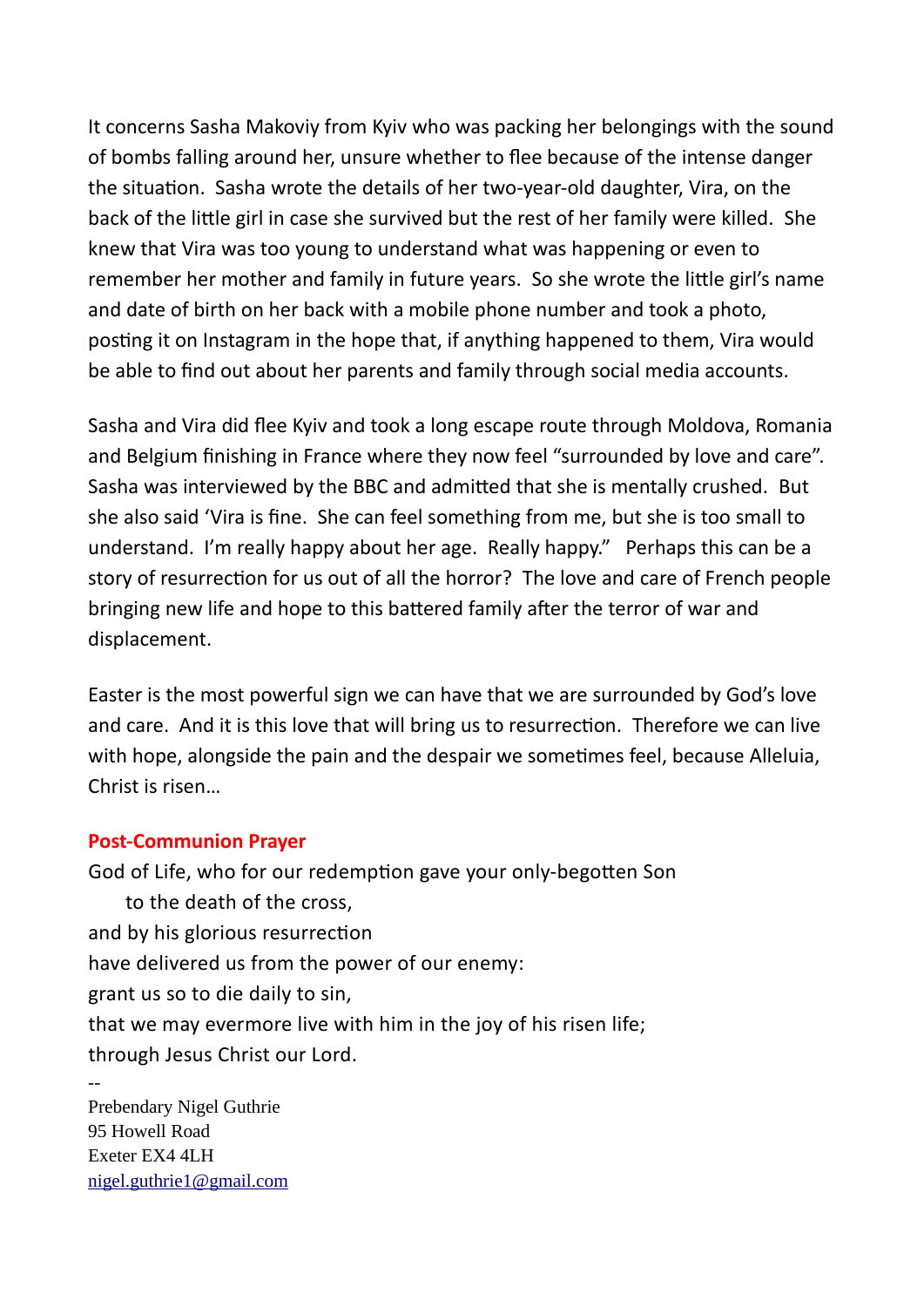It concerns Sasha Makoviy from Kyiv who was packing her belongings with the sound of bombs falling around her, unsure whether to flee because of the intense danger the situation. Sasha wrote the details of her two-year-old daughter, Vira, on the back of the little girl in case she survived but the rest of her family were killed. She knew that Vira was too young to understand what was happening or even to remember her mother and family in future years. So she wrote the little girl's name and date of birth on her back with a mobile phone number and took a photo, posting it on Instagram in the hope that, if anything happened to them, Vira would be able to find out about her parents and family through social media accounts.

Sasha and Vira did flee Kyiv and took a long escape route through Moldova, Romania and Belgium finishing in France where they now feel "surrounded by love and care". Sasha was interviewed by the BBC and admitted that she is mentally crushed. But she also said 'Vira is fine. She can feel something from me, but she is too small to understand. I'm really happy about her age. Really happy." Perhaps this can be a story of resurrection for us out of all the horror? The love and care of French people bringing new life and hope to this battered family after the terror of war and displacement.

Easter is the most powerful sign we can have that we are surrounded by God's love and care. And it is this love that will bring us to resurrection. Therefore we can live with hope, alongside the pain and the despair we sometimes feel, because Alleluia, Christ is risen…

**Post-Communion Prayer**

God of Life, who for our redemption gave your only-begotten Son
to the death of the cross,
and by his glorious resurrection
have delivered us from the power of our enemy:
grant us so to die daily to sin,
that we may evermore live with him in the joy of his risen life;
through Jesus Christ our Lord.

--
Prebendary Nigel Guthrie
95 Howell Road
Exeter EX4 4LH
nigel.guthrie1@gmail.com